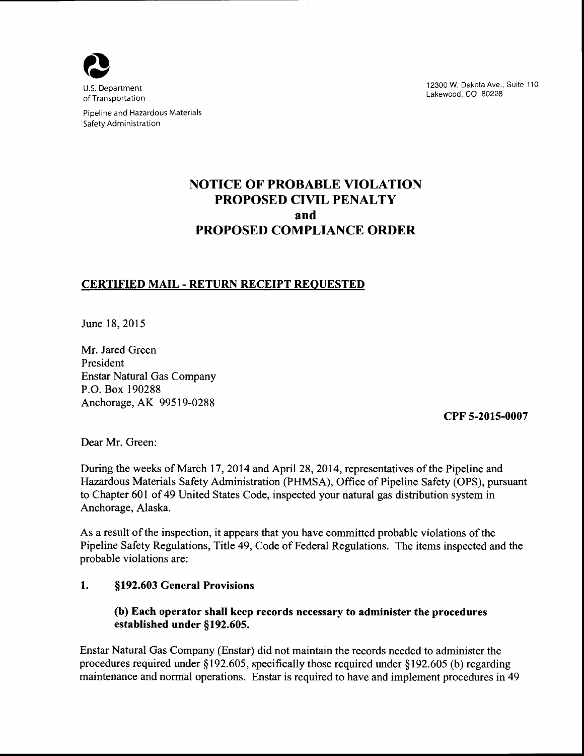U.S. Department of Transportation

Pipeline and Hazardous Materials Safety Administration

12300 W. Dakota Ave., Suite 110
Lakewood, CO 80228

# NOTICE OF PROBABLE VIOLATION
# PROPOSED CIVIL PENALTY
# and
# PROPOSED COMPLIANCE ORDER

## CERTIFIED MAIL - RETURN RECEIPT REQUESTED

June 18, 2015

Mr. Jared Green
President
Enstar Natural Gas Company
P.O. Box 190288
Anchorage, AK 99519-0288

**CPF 5-2015-0007**

Dear Mr. Green:

During the weeks of March 17, 2014 and April 28, 2014, representatives of the Pipeline and Hazardous Materials Safety Administration (PHMSA), Office of Pipeline Safety (OPS), pursuant to Chapter 601 of 49 United States Code, inspected your natural gas distribution system in Anchorage, Alaska.

As a result of the inspection, it appears that you have committed probable violations of the Pipeline Safety Regulations, Title 49, Code of Federal Regulations. The items inspected and the probable violations are:

**1. §192.603 General Provisions**

**(b) Each operator shall keep records necessary to administer the procedures established under §192.605.**

Enstar Natural Gas Company (Enstar) did not maintain the records needed to administer the procedures required under §192.605, specifically those required under §192.605 (b) regarding maintenance and normal operations. Enstar is required to have and implement procedures in 49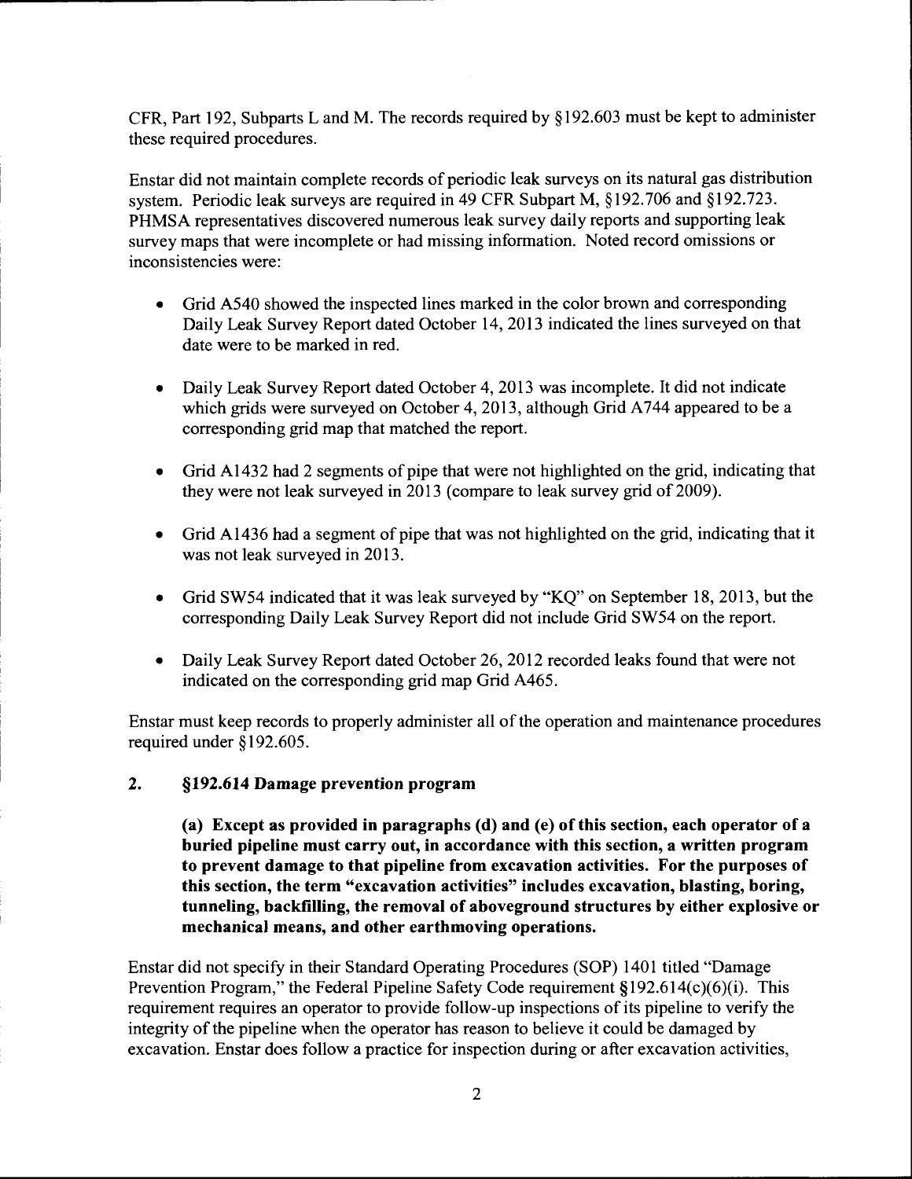CFR, Part 192, Subparts L and M. The records required by §192.603 must be kept to administer these required procedures.

Enstar did not maintain complete records of periodic leak surveys on its natural gas distribution system. Periodic leak surveys are required in 49 CFR Subpart M, §192.706 and §192.723. PHMSA representatives discovered numerous leak survey daily reports and supporting leak survey maps that were incomplete or had missing information. Noted record omissions or inconsistencies were:

- Grid A540 showed the inspected lines marked in the color brown and corresponding Daily Leak Survey Report dated October 14, 2013 indicated the lines surveyed on that date were to be marked in red.
- Daily Leak Survey Report dated October 4, 2013 was incomplete. It did not indicate which grids were surveyed on October 4, 2013, although Grid A744 appeared to be a corresponding grid map that matched the report.
- Grid A1432 had 2 segments of pipe that were not highlighted on the grid, indicating that they were not leak surveyed in 2013 (compare to leak survey grid of 2009).
- Grid A1436 had a segment of pipe that was not highlighted on the grid, indicating that it was not leak surveyed in 2013.
- Grid SW54 indicated that it was leak surveyed by "KQ" on September 18, 2013, but the corresponding Daily Leak Survey Report did not include Grid SW54 on the report.
- Daily Leak Survey Report dated October 26, 2012 recorded leaks found that were not indicated on the corresponding grid map Grid A465.

Enstar must keep records to properly administer all of the operation and maintenance procedures required under §192.605.

## 2. §192.614 Damage prevention program

**(a) Except as provided in paragraphs (d) and (e) of this section, each operator of a buried pipeline must carry out, in accordance with this section, a written program to prevent damage to that pipeline from excavation activities. For the purposes of this section, the term "excavation activities" includes excavation, blasting, boring, tunneling, backfilling, the removal of aboveground structures by either explosive or mechanical means, and other earthmoving operations.**

Enstar did not specify in their Standard Operating Procedures (SOP) 1401 titled "Damage Prevention Program," the Federal Pipeline Safety Code requirement §192.614(c)(6)(i). This requirement requires an operator to provide follow-up inspections of its pipeline to verify the integrity of the pipeline when the operator has reason to believe it could be damaged by excavation. Enstar does follow a practice for inspection during or after excavation activities,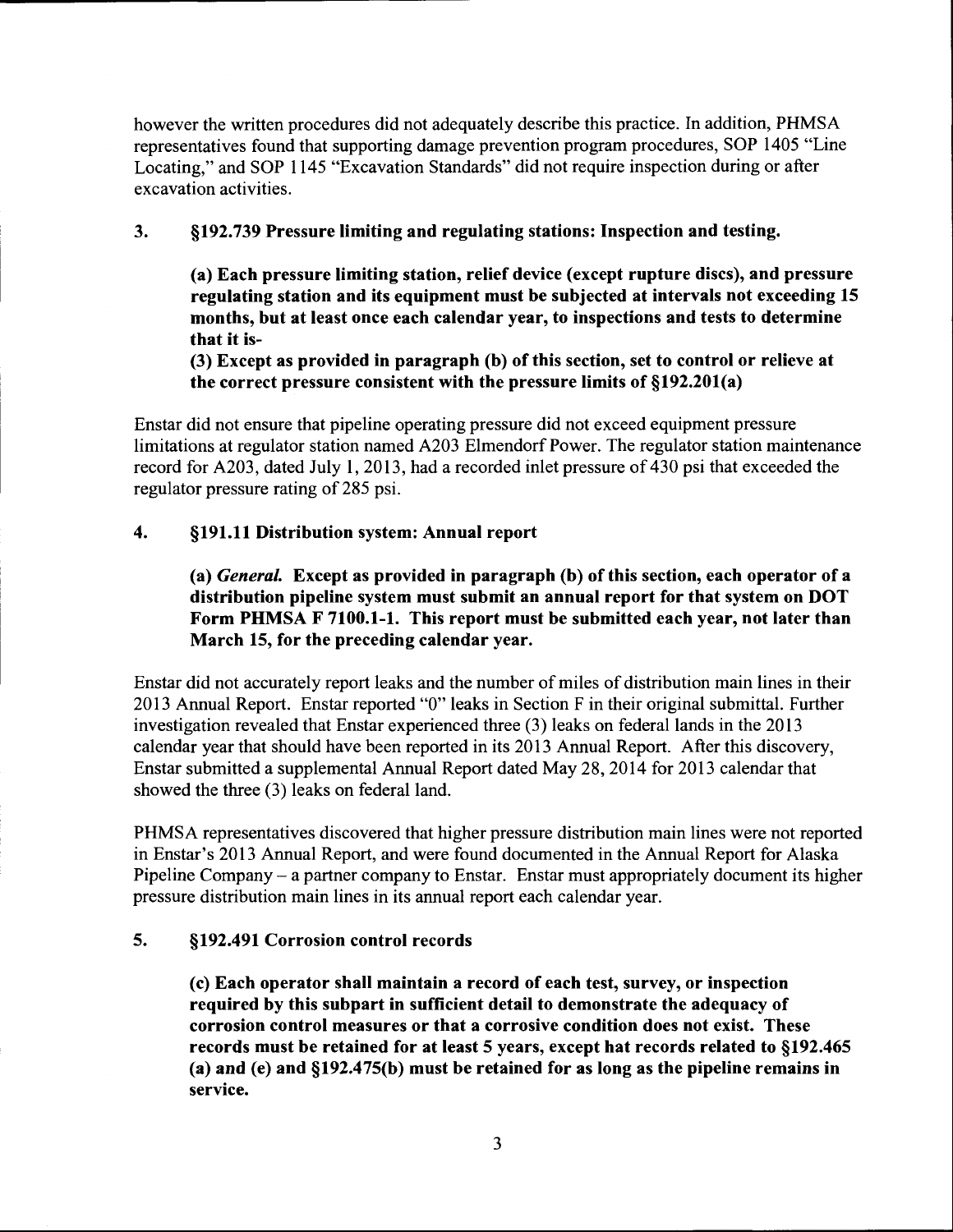however the written procedures did not adequately describe this practice. In addition, PHMSA representatives found that supporting damage prevention program procedures, SOP 1405 "Line Locating," and SOP 1145 "Excavation Standards" did not require inspection during or after excavation activities.

**3. §192.739 Pressure limiting and regulating stations: Inspection and testing.**

> **(a) Each pressure limiting station, relief device (except rupture discs), and pressure regulating station and its equipment must be subjected at intervals not exceeding 15 months, but at least once each calendar year, to inspections and tests to determine that it is-**
>
> **(3) Except as provided in paragraph (b) of this section, set to control or relieve at the correct pressure consistent with the pressure limits of §192.201(a)**

Enstar did not ensure that pipeline operating pressure did not exceed equipment pressure limitations at regulator station named A203 Elmendorf Power. The regulator station maintenance record for A203, dated July 1, 2013, had a recorded inlet pressure of 430 psi that exceeded the regulator pressure rating of 285 psi.

**4. §191.11 Distribution system: Annual report**

> **(a)** ***General.*** **Except as provided in paragraph (b) of this section, each operator of a distribution pipeline system must submit an annual report for that system on DOT Form PHMSA F 7100.1-1. This report must be submitted each year, not later than March 15, for the preceding calendar year.**

Enstar did not accurately report leaks and the number of miles of distribution main lines in their 2013 Annual Report. Enstar reported "0" leaks in Section F in their original submittal. Further investigation revealed that Enstar experienced three (3) leaks on federal lands in the 2013 calendar year that should have been reported in its 2013 Annual Report. After this discovery, Enstar submitted a supplemental Annual Report dated May 28, 2014 for 2013 calendar that showed the three (3) leaks on federal land.

PHMSA representatives discovered that higher pressure distribution main lines were not reported in Enstar's 2013 Annual Report, and were found documented in the Annual Report for Alaska Pipeline Company – a partner company to Enstar. Enstar must appropriately document its higher pressure distribution main lines in its annual report each calendar year.

**5. §192.491 Corrosion control records**

> **(c) Each operator shall maintain a record of each test, survey, or inspection required by this subpart in sufficient detail to demonstrate the adequacy of corrosion control measures or that a corrosive condition does not exist. These records must be retained for at least 5 years, except hat records related to §192.465 (a) and (e) and §192.475(b) must be retained for as long as the pipeline remains in service.**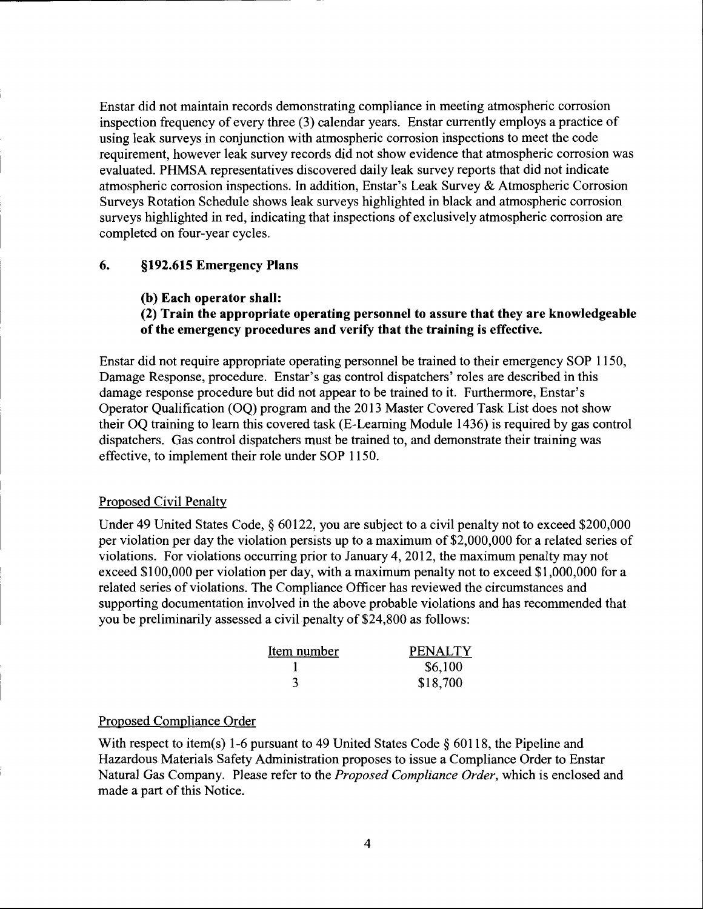Enstar did not maintain records demonstrating compliance in meeting atmospheric corrosion inspection frequency of every three (3) calendar years. Enstar currently employs a practice of using leak surveys in conjunction with atmospheric corrosion inspections to meet the code requirement, however leak survey records did not show evidence that atmospheric corrosion was evaluated. PHMSA representatives discovered daily leak survey reports that did not indicate atmospheric corrosion inspections. In addition, Enstar's Leak Survey & Atmospheric Corrosion Surveys Rotation Schedule shows leak surveys highlighted in black and atmospheric corrosion surveys highlighted in red, indicating that inspections of exclusively atmospheric corrosion are completed on four-year cycles.

## 6. §192.615 Emergency Plans

**(b) Each operator shall:**

**(2) Train the appropriate operating personnel to assure that they are knowledgeable of the emergency procedures and verify that the training is effective.**

Enstar did not require appropriate operating personnel be trained to their emergency SOP 1150, Damage Response, procedure. Enstar's gas control dispatchers' roles are described in this damage response procedure but did not appear to be trained to it. Furthermore, Enstar's Operator Qualification (OQ) program and the 2013 Master Covered Task List does not show their OQ training to learn this covered task (E-Learning Module 1436) is required by gas control dispatchers. Gas control dispatchers must be trained to, and demonstrate their training was effective, to implement their role under SOP 1150.

Proposed Civil Penalty

Under 49 United States Code, § 60122, you are subject to a civil penalty not to exceed $200,000 per violation per day the violation persists up to a maximum of $2,000,000 for a related series of violations. For violations occurring prior to January 4, 2012, the maximum penalty may not exceed $100,000 per violation per day, with a maximum penalty not to exceed $1,000,000 for a related series of violations. The Compliance Officer has reviewed the circumstances and supporting documentation involved in the above probable violations and has recommended that you be preliminarily assessed a civil penalty of $24,800 as follows:

| Item number | PENALTY |
|---|---|
| 1 | $6,100 |
| 3 | $18,700 |

Proposed Compliance Order

With respect to item(s) 1-6 pursuant to 49 United States Code § 60118, the Pipeline and Hazardous Materials Safety Administration proposes to issue a Compliance Order to Enstar Natural Gas Company. Please refer to the *Proposed Compliance Order*, which is enclosed and made a part of this Notice.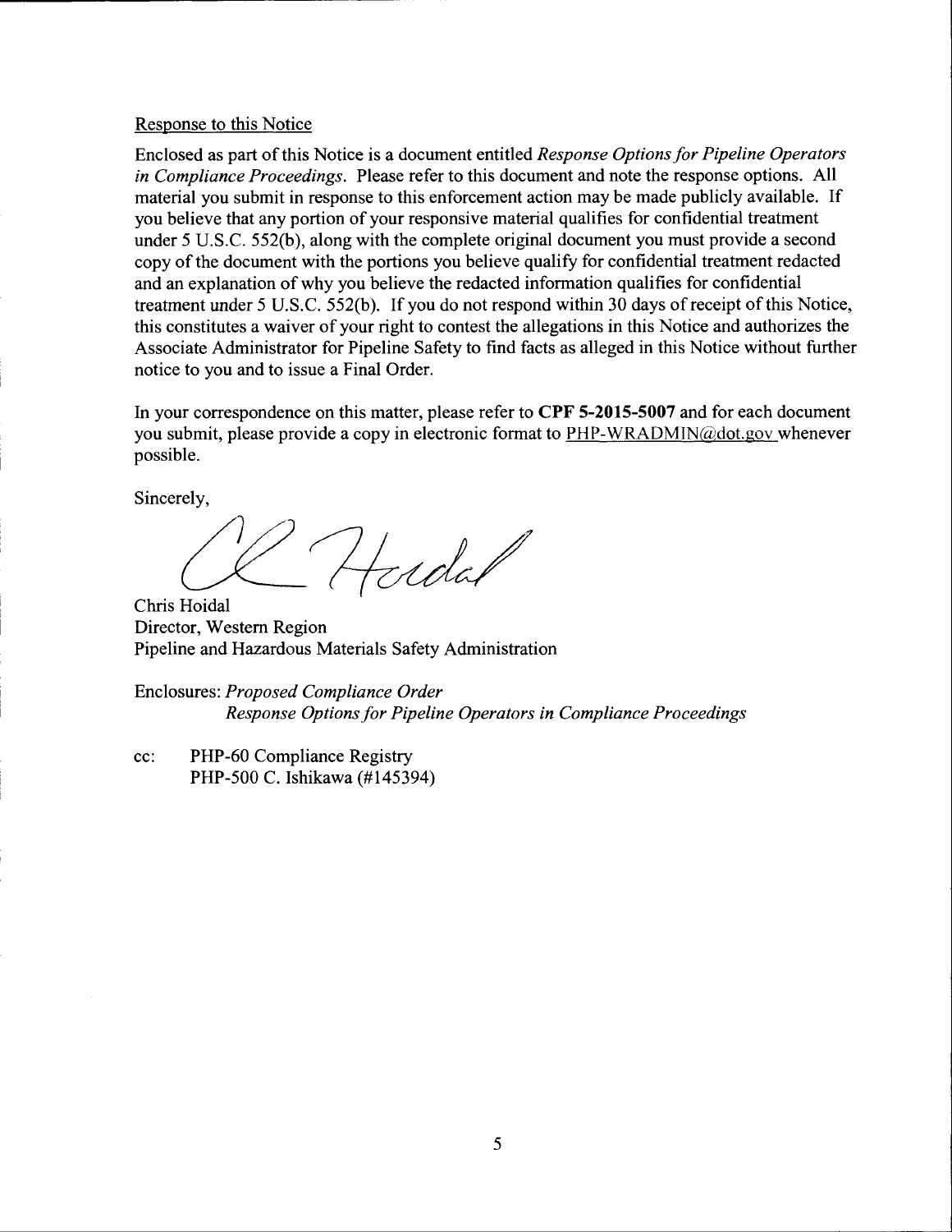Response to this Notice

Enclosed as part of this Notice is a document entitled *Response Options for Pipeline Operators in Compliance Proceedings*. Please refer to this document and note the response options. All material you submit in response to this enforcement action may be made publicly available. If you believe that any portion of your responsive material qualifies for confidential treatment under 5 U.S.C. 552(b), along with the complete original document you must provide a second copy of the document with the portions you believe qualify for confidential treatment redacted and an explanation of why you believe the redacted information qualifies for confidential treatment under 5 U.S.C. 552(b). If you do not respond within 30 days of receipt of this Notice, this constitutes a waiver of your right to contest the allegations in this Notice and authorizes the Associate Administrator for Pipeline Safety to find facts as alleged in this Notice without further notice to you and to issue a Final Order.

In your correspondence on this matter, please refer to **CPF 5-2015-5007** and for each document you submit, please provide a copy in electronic format to PHP-WRADMIN@dot.gov whenever possible.

Sincerely,

Chris Hoidal
Director, Western Region
Pipeline and Hazardous Materials Safety Administration

Enclosures: *Proposed Compliance Order*
*Response Options for Pipeline Operators in Compliance Proceedings*

cc: PHP-60 Compliance Registry
PHP-500 C. Ishikawa (#145394)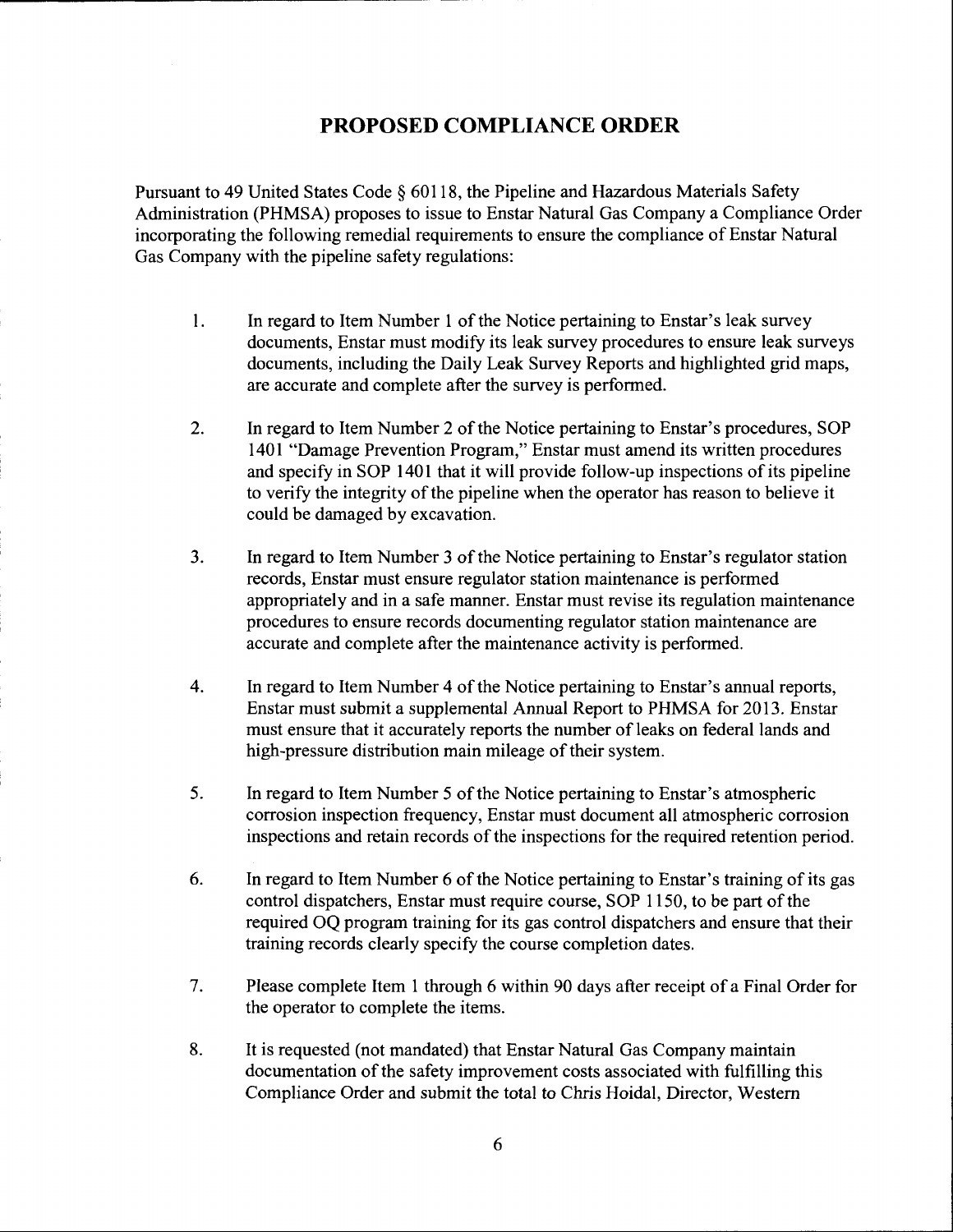# PROPOSED COMPLIANCE ORDER

Pursuant to 49 United States Code § 60118, the Pipeline and Hazardous Materials Safety Administration (PHMSA) proposes to issue to Enstar Natural Gas Company a Compliance Order incorporating the following remedial requirements to ensure the compliance of Enstar Natural Gas Company with the pipeline safety regulations:

1. In regard to Item Number 1 of the Notice pertaining to Enstar's leak survey documents, Enstar must modify its leak survey procedures to ensure leak surveys documents, including the Daily Leak Survey Reports and highlighted grid maps, are accurate and complete after the survey is performed.

2. In regard to Item Number 2 of the Notice pertaining to Enstar's procedures, SOP 1401 "Damage Prevention Program," Enstar must amend its written procedures and specify in SOP 1401 that it will provide follow-up inspections of its pipeline to verify the integrity of the pipeline when the operator has reason to believe it could be damaged by excavation.

3. In regard to Item Number 3 of the Notice pertaining to Enstar's regulator station records, Enstar must ensure regulator station maintenance is performed appropriately and in a safe manner. Enstar must revise its regulation maintenance procedures to ensure records documenting regulator station maintenance are accurate and complete after the maintenance activity is performed.

4. In regard to Item Number 4 of the Notice pertaining to Enstar's annual reports, Enstar must submit a supplemental Annual Report to PHMSA for 2013. Enstar must ensure that it accurately reports the number of leaks on federal lands and high-pressure distribution main mileage of their system.

5. In regard to Item Number 5 of the Notice pertaining to Enstar's atmospheric corrosion inspection frequency, Enstar must document all atmospheric corrosion inspections and retain records of the inspections for the required retention period.

6. In regard to Item Number 6 of the Notice pertaining to Enstar's training of its gas control dispatchers, Enstar must require course, SOP 1150, to be part of the required OQ program training for its gas control dispatchers and ensure that their training records clearly specify the course completion dates.

7. Please complete Item 1 through 6 within 90 days after receipt of a Final Order for the operator to complete the items.

8. It is requested (not mandated) that Enstar Natural Gas Company maintain documentation of the safety improvement costs associated with fulfilling this Compliance Order and submit the total to Chris Hoidal, Director, Western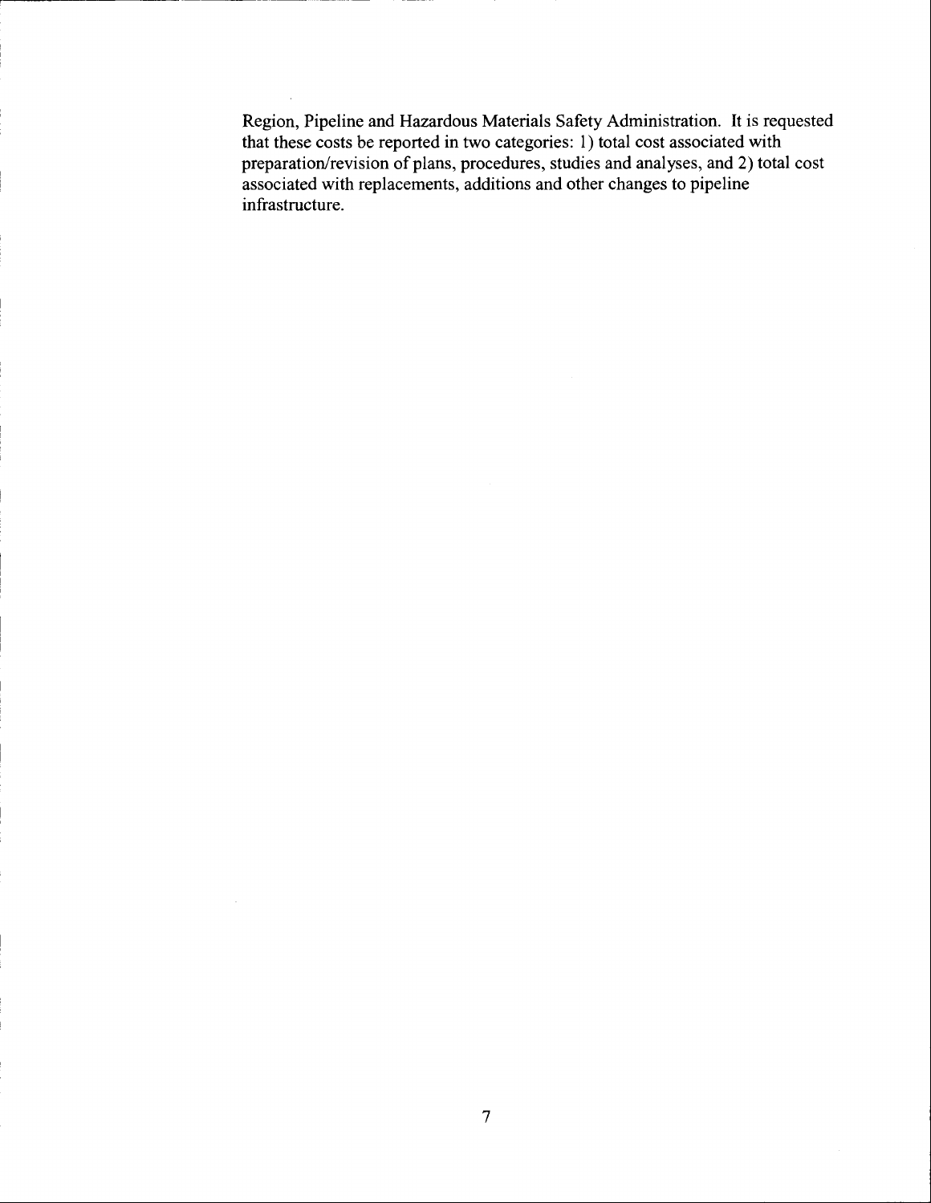Region, Pipeline and Hazardous Materials Safety Administration. It is requested that these costs be reported in two categories: 1) total cost associated with preparation/revision of plans, procedures, studies and analyses, and 2) total cost associated with replacements, additions and other changes to pipeline infrastructure.